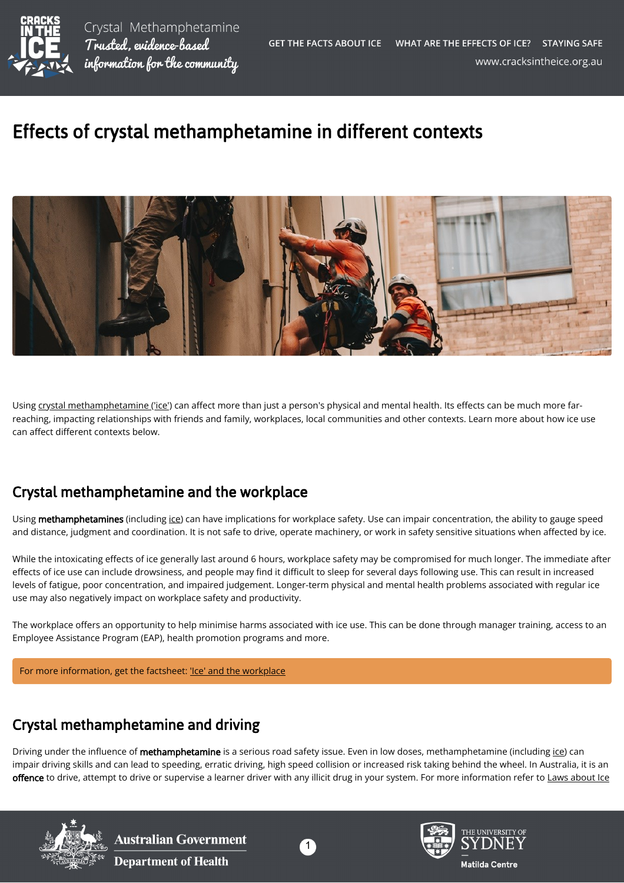# Effects of crystal methamphetamine in different contexts

Using crystal methamphetamine ('ice') can affect more than just a person's physical and mental health. Its effects can be much more far-reaching, impacting relationships with friends and family, workplaces, local communities and other contexts. Learn more about how ice use can affect different contexts below.

## Crystal methamphetamine and the workplace

Using **methamphetamines** (including ice) can have implications for workplace safety. Use can impair concentration, the ability to gauge speed and distance, judgment and coordination. It is not safe to drive, operate machinery, or work in safety sensitive situations when affected by ice.

While the intoxicating effects of ice generally last around 6 hours, workplace safety may be compromised for much longer. The immediate after effects of ice use can include drowsiness, and people may find it difficult to sleep for several days following use. This can result in increased levels of fatigue, poor concentration, and impaired judgement. Longer-term physical and mental health problems associated with regular ice use may also negatively impact on workplace safety and productivity.

The workplace offers an opportunity to help minimise harms associated with ice use. This can be done through manager training, access to an Employee Assistance Program (EAP), health promotion programs and more.

For more information, get the factsheet: 'Ice' and the workplace

## Crystal methamphetamine and driving

Driving under the influence of **methamphetamine** is a serious road safety issue. Even in low doses, methamphetamine (including ice) can impair driving skills and can lead to speeding, erratic driving, high speed collision or increased risk taking behind the wheel. In Australia, it is an **offence** to drive, attempt to drive or supervise a learner driver with any illicit drug in your system. For more information refer to Laws about Ice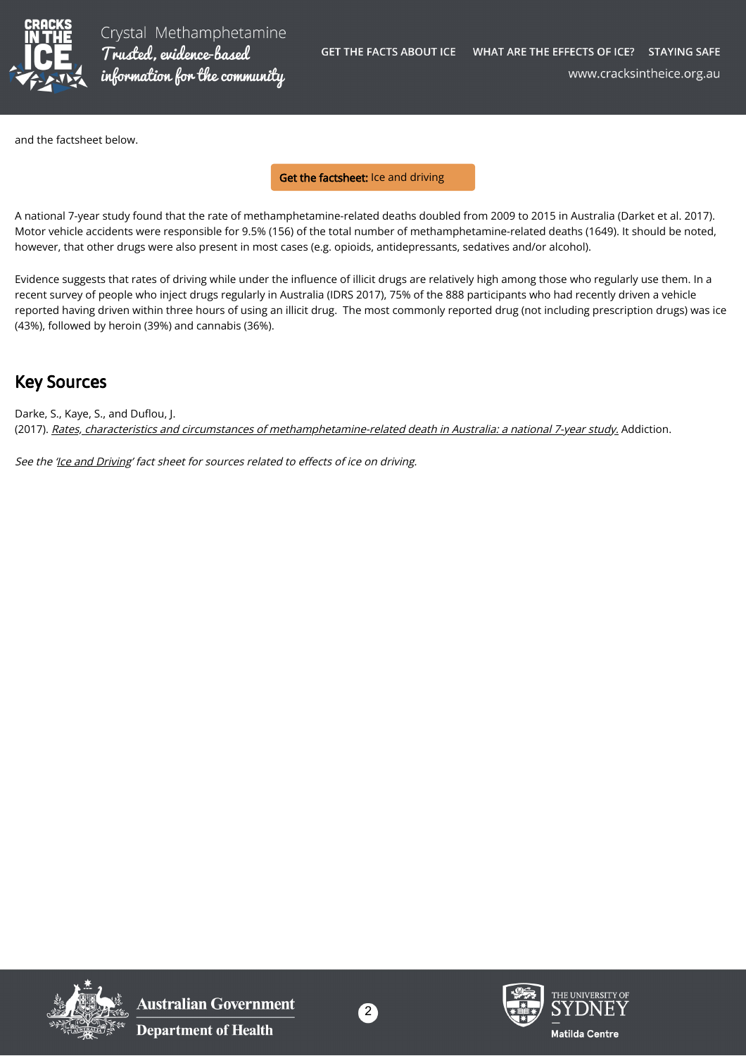and the factsheet below.

**Get the factsheet:** Ice and driving

A national 7-year study found that the rate of methamphetamine-related deaths doubled from 2009 to 2015 in Australia (Darket et al. 2017). Motor vehicle accidents were responsible for 9.5% (156) of the total number of methamphetamine-related deaths (1649). It should be noted, however, that other drugs were also present in most cases (e.g. opioids, antidepressants, sedatives and/or alcohol).

Evidence suggests that rates of driving while under the influence of illicit drugs are relatively high among those who regularly use them. In a recent survey of people who inject drugs regularly in Australia (IDRS 2017), 75% of the 888 participants who had recently driven a vehicle reported having driven within three hours of using an illicit drug. The most commonly reported drug (not including prescription drugs) was ice (43%), followed by heroin (39%) and cannabis (36%).

## Key Sources

Darke, S., Kaye, S., and Duflou, J.
(2017). *Rates, characteristics and circumstances of methamphetamine-related death in Australia: a national 7-year study.* Addiction.

*See the 'Ice and Driving' fact sheet for sources related to effects of ice on driving.*